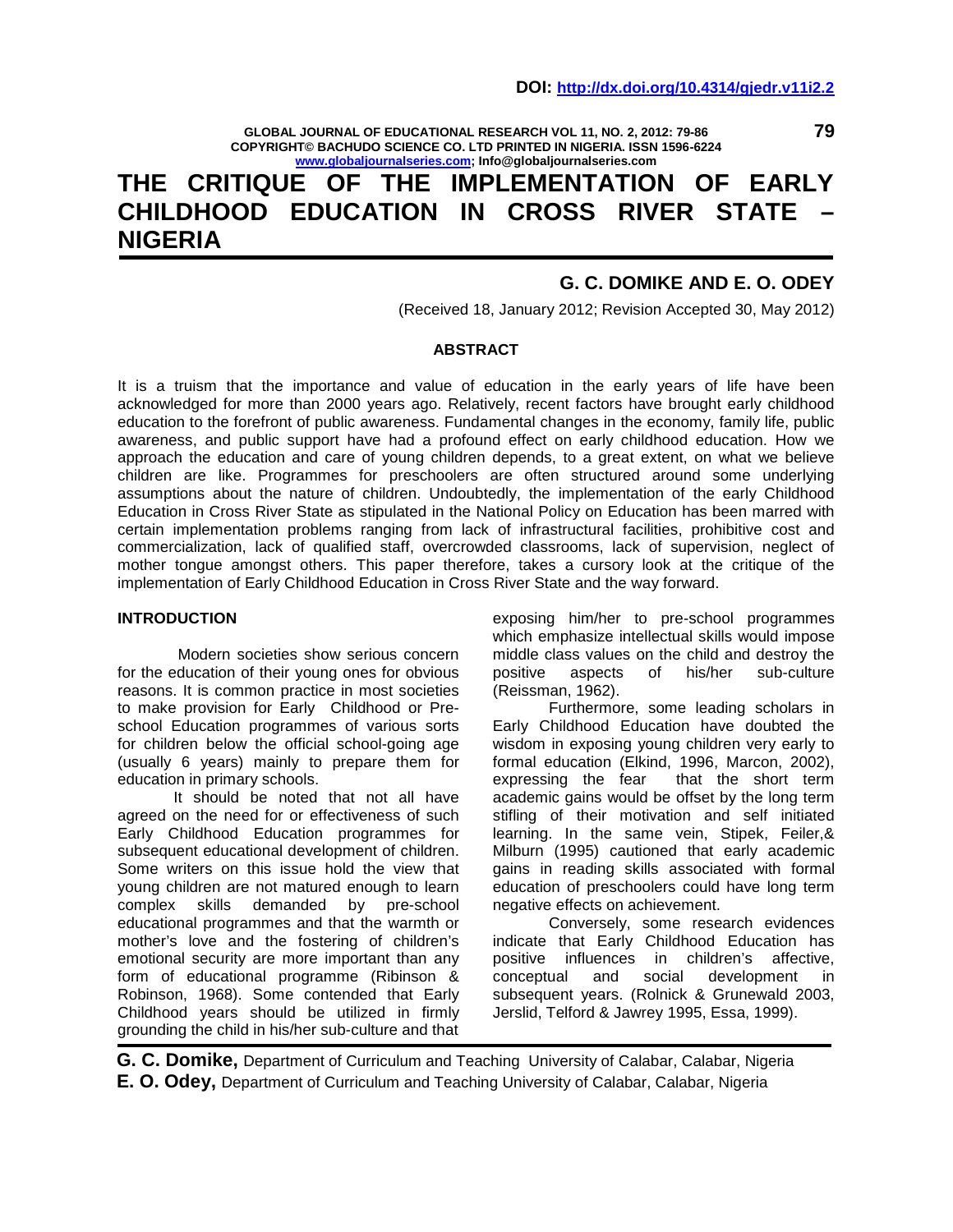DOI: http://dx.doi.org/10.4314/gjedr.v11i2.2

# THE CRITIQUE OF THE IMPLEMENTATION OF EARLY CHILDHOOD EDUCATION IN CROSS RIVER STATE – NIGERIA

**G. C. DOMIKE AND E. O. ODEY**

(Received 18, January 2012; Revision Accepted 30, May 2012)

## ABSTRACT

It is a truism that the importance and value of education in the early years of life have been acknowledged for more than 2000 years ago. Relatively, recent factors have brought early childhood education to the forefront of public awareness. Fundamental changes in the economy, family life, public awareness, and public support have had a profound effect on early childhood education. How we approach the education and care of young children depends, to a great extent, on what we believe children are like. Programmes for preschoolers are often structured around some underlying assumptions about the nature of children. Undoubtedly, the implementation of the early Childhood Education in Cross River State as stipulated in the National Policy on Education has been marred with certain implementation problems ranging from lack of infrastructural facilities, prohibitive cost and commercialization, lack of qualified staff, overcrowded classrooms, lack of supervision, neglect of mother tongue amongst others. This paper therefore, takes a cursory look at the critique of the implementation of Early Childhood Education in Cross River State and the way forward.

## INTRODUCTION

Modern societies show serious concern for the education of their young ones for obvious reasons. It is common practice in most societies to make provision for Early Childhood or Pre-school Education programmes of various sorts for children below the official school-going age (usually 6 years) mainly to prepare them for education in primary schools.

It should be noted that not all have agreed on the need for or effectiveness of such Early Childhood Education programmes for subsequent educational development of children. Some writers on this issue hold the view that young children are not matured enough to learn complex skills demanded by pre-school educational programmes and that the warmth or mother's love and the fostering of children's emotional security are more important than any form of educational programme (Ribinson & Robinson, 1968). Some contended that Early Childhood years should be utilized in firmly grounding the child in his/her sub-culture and that exposing him/her to pre-school programmes which emphasize intellectual skills would impose middle class values on the child and destroy the positive aspects of his/her sub-culture (Reissman, 1962).

Furthermore, some leading scholars in Early Childhood Education have doubted the wisdom in exposing young children very early to formal education (Elkind, 1996, Marcon, 2002), expressing the fear that the short term academic gains would be offset by the long term stifling of their motivation and self initiated learning. In the same vein, Stipek, Feiler,& Milburn (1995) cautioned that early academic gains in reading skills associated with formal education of preschoolers could have long term negative effects on achievement.

Conversely, some research evidences indicate that Early Childhood Education has positive influences in children's affective, conceptual and social development in subsequent years. (Rolnick & Grunewald 2003, Jerslid, Telford & Jawrey 1995, Essa, 1999).

**G. C. Domike,** Department of Curriculum and Teaching University of Calabar, Calabar, Nigeria
**E. O. Odey,** Department of Curriculum and Teaching University of Calabar, Calabar, Nigeria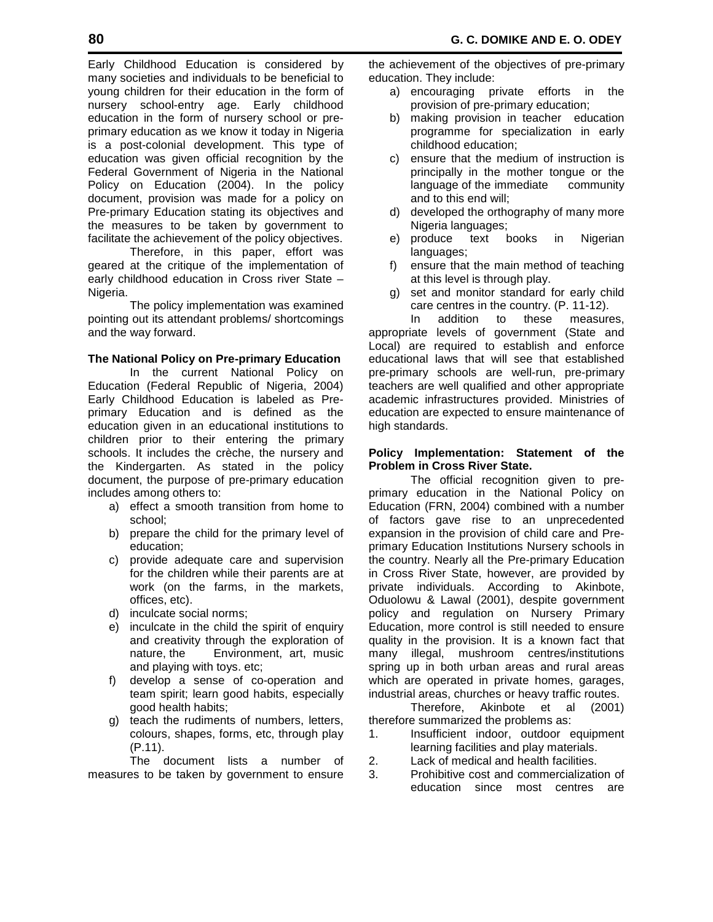Early Childhood Education is considered by many societies and individuals to be beneficial to young children for their education in the form of nursery school-entry age. Early childhood education in the form of nursery school or pre-primary education as we know it today in Nigeria is a post-colonial development. This type of education was given official recognition by the Federal Government of Nigeria in the National Policy on Education (2004). In the policy document, provision was made for a policy on Pre-primary Education stating its objectives and the measures to be taken by government to facilitate the achievement of the policy objectives.

Therefore, in this paper, effort was geared at the critique of the implementation of early childhood education in Cross river State – Nigeria.

The policy implementation was examined pointing out its attendant problems/ shortcomings and the way forward.

**The National Policy on Pre-primary Education**

In the current National Policy on Education (Federal Republic of Nigeria, 2004) Early Childhood Education is labeled as Pre-primary Education and is defined as the education given in an educational institutions to children prior to their entering the primary schools. It includes the crèche, the nursery and the Kindergarten. As stated in the policy document, the purpose of pre-primary education includes among others to:

a) effect a smooth transition from home to school;
b) prepare the child for the primary level of education;
c) provide adequate care and supervision for the children while their parents are at work (on the farms, in the markets, offices, etc).
d) inculcate social norms;
e) inculcate in the child the spirit of enquiry and creativity through the exploration of nature, the Environment, art, music and playing with toys. etc;
f) develop a sense of co-operation and team spirit; learn good habits, especially good health habits;
g) teach the rudiments of numbers, letters, colours, shapes, forms, etc, through play (P.11).

The document lists a number of measures to be taken by government to ensure the achievement of the objectives of pre-primary education. They include:

a) encouraging private efforts in the provision of pre-primary education;
b) making provision in teacher education programme for specialization in early childhood education;
c) ensure that the medium of instruction is principally in the mother tongue or the language of the immediate community and to this end will;
d) developed the orthography of many more Nigeria languages;
e) produce text books in Nigerian languages;
f) ensure that the main method of teaching at this level is through play.
g) set and monitor standard for early child care centres in the country. (P. 11-12).

In addition to these measures, appropriate levels of government (State and Local) are required to establish and enforce educational laws that will see that established pre-primary schools are well-run, pre-primary teachers are well qualified and other appropriate academic infrastructures provided. Ministries of education are expected to ensure maintenance of high standards.

**Policy Implementation: Statement of the Problem in Cross River State.**

The official recognition given to pre-primary education in the National Policy on Education (FRN, 2004) combined with a number of factors gave rise to an unprecedented expansion in the provision of child care and Pre-primary Education Institutions Nursery schools in the country. Nearly all the Pre-primary Education in Cross River State, however, are provided by private individuals. According to Akinbote, Oduolowu & Lawal (2001), despite government policy and regulation on Nursery Primary Education, more control is still needed to ensure quality in the provision. It is a known fact that many illegal, mushroom centres/institutions spring up in both urban areas and rural areas which are operated in private homes, garages, industrial areas, churches or heavy traffic routes.

Therefore, Akinbote et al (2001) therefore summarized the problems as:

1. Insufficient indoor, outdoor equipment learning facilities and play materials.
2. Lack of medical and health facilities.
3. Prohibitive cost and commercialization of education since most centres are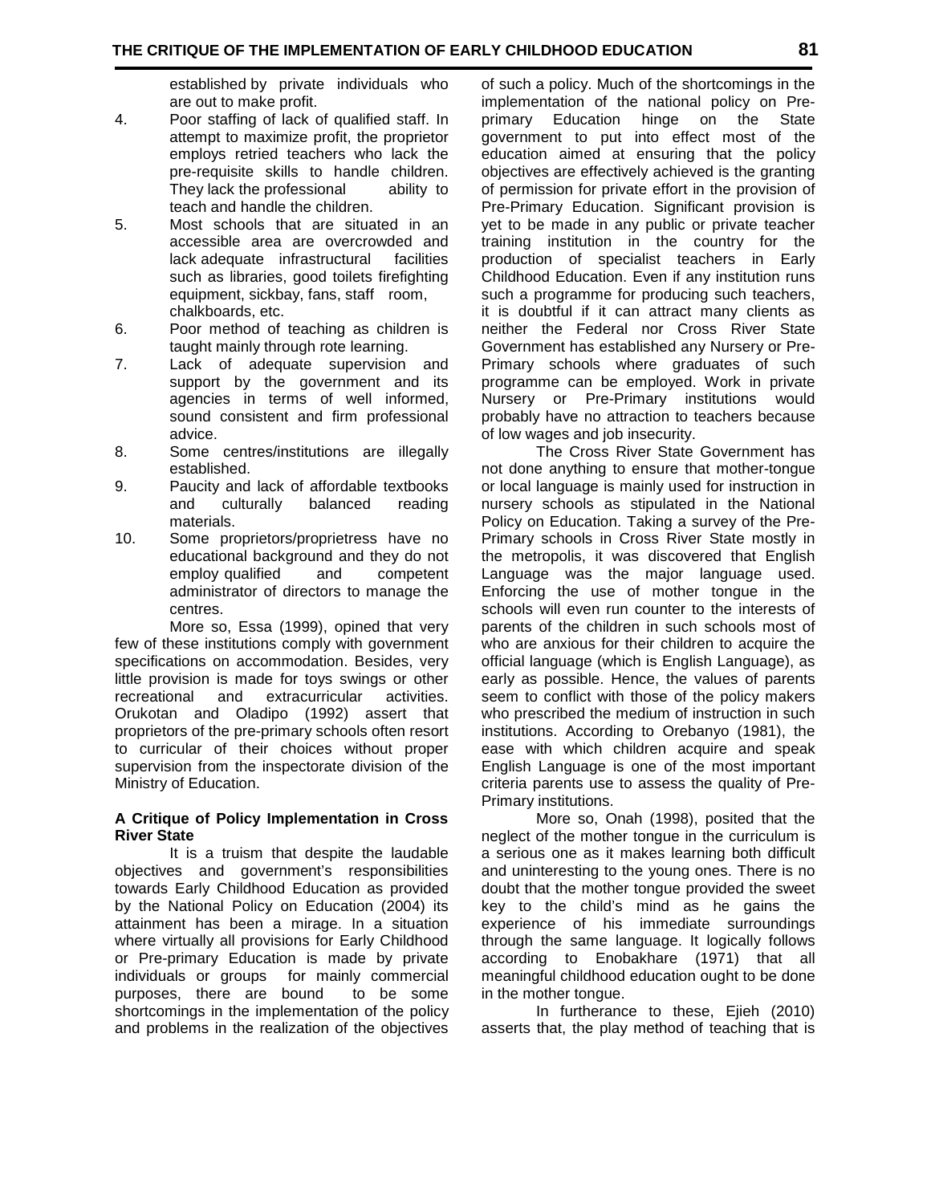established by private individuals who are out to make profit.

4. Poor staffing of lack of qualified staff. In attempt to maximize profit, the proprietor employs retried teachers who lack the pre-requisite skills to handle children. They lack the professional ability to teach and handle the children.
5. Most schools that are situated in an accessible area are overcrowded and lack adequate infrastructural facilities such as libraries, good toilets firefighting equipment, sickbay, fans, staff room, chalkboards, etc.
6. Poor method of teaching as children is taught mainly through rote learning.
7. Lack of adequate supervision and support by the government and its agencies in terms of well informed, sound consistent and firm professional advice.
8. Some centres/institutions are illegally established.
9. Paucity and lack of affordable textbooks and culturally balanced reading materials.
10. Some proprietors/proprietress have no educational background and they do not employ qualified and competent administrator of directors to manage the centres.

More so, Essa (1999), opined that very few of these institutions comply with government specifications on accommodation. Besides, very little provision is made for toys swings or other recreational and extracurricular activities. Orukotan and Oladipo (1992) assert that proprietors of the pre-primary schools often resort to curricular of their choices without proper supervision from the inspectorate division of the Ministry of Education.

**A Critique of Policy Implementation in Cross River State**

It is a truism that despite the laudable objectives and government's responsibilities towards Early Childhood Education as provided by the National Policy on Education (2004) its attainment has been a mirage. In a situation where virtually all provisions for Early Childhood or Pre-primary Education is made by private individuals or groups for mainly commercial purposes, there are bound to be some shortcomings in the implementation of the policy and problems in the realization of the objectives of such a policy. Much of the shortcomings in the implementation of the national policy on Pre-primary Education hinge on the State government to put into effect most of the education aimed at ensuring that the policy objectives are effectively achieved is the granting of permission for private effort in the provision of Pre-Primary Education. Significant provision is yet to be made in any public or private teacher training institution in the country for the production of specialist teachers in Early Childhood Education. Even if any institution runs such a programme for producing such teachers, it is doubtful if it can attract many clients as neither the Federal nor Cross River State Government has established any Nursery or Pre-Primary schools where graduates of such programme can be employed. Work in private Nursery or Pre-Primary institutions would probably have no attraction to teachers because of low wages and job insecurity.

The Cross River State Government has not done anything to ensure that mother-tongue or local language is mainly used for instruction in nursery schools as stipulated in the National Policy on Education. Taking a survey of the Pre-Primary schools in Cross River State mostly in the metropolis, it was discovered that English Language was the major language used. Enforcing the use of mother tongue in the schools will even run counter to the interests of parents of the children in such schools most of who are anxious for their children to acquire the official language (which is English Language), as early as possible. Hence, the values of parents seem to conflict with those of the policy makers who prescribed the medium of instruction in such institutions. According to Orebanyo (1981), the ease with which children acquire and speak English Language is one of the most important criteria parents use to assess the quality of Pre-Primary institutions.

More so, Onah (1998), posited that the neglect of the mother tongue in the curriculum is a serious one as it makes learning both difficult and uninteresting to the young ones. There is no doubt that the mother tongue provided the sweet key to the child's mind as he gains the experience of his immediate surroundings through the same language. It logically follows according to Enobakhare (1971) that all meaningful childhood education ought to be done in the mother tongue.

In furtherance to these, Ejieh (2010) asserts that, the play method of teaching that is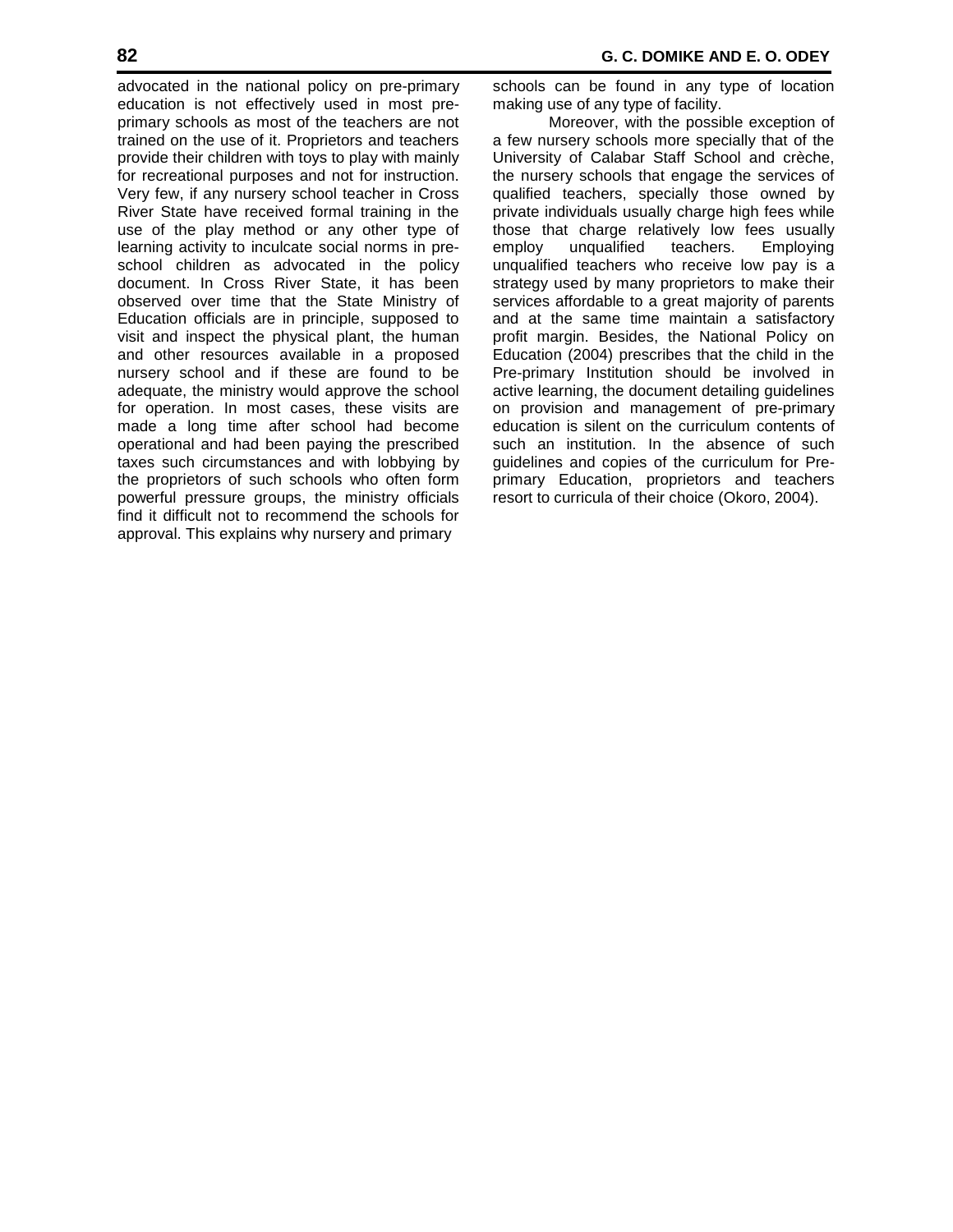advocated in the national policy on pre-primary education is not effectively used in most pre-primary schools as most of the teachers are not trained on the use of it. Proprietors and teachers provide their children with toys to play with mainly for recreational purposes and not for instruction. Very few, if any nursery school teacher in Cross River State have received formal training in the use of the play method or any other type of learning activity to inculcate social norms in pre-school children as advocated in the policy document. In Cross River State, it has been observed over time that the State Ministry of Education officials are in principle, supposed to visit and inspect the physical plant, the human and other resources available in a proposed nursery school and if these are found to be adequate, the ministry would approve the school for operation. In most cases, these visits are made a long time after school had become operational and had been paying the prescribed taxes such circumstances and with lobbying by the proprietors of such schools who often form powerful pressure groups, the ministry officials find it difficult not to recommend the schools for approval. This explains why nursery and primary schools can be found in any type of location making use of any type of facility.

Moreover, with the possible exception of a few nursery schools more specially that of the University of Calabar Staff School and crèche, the nursery schools that engage the services of qualified teachers, specially those owned by private individuals usually charge high fees while those that charge relatively low fees usually employ unqualified teachers. Employing unqualified teachers who receive low pay is a strategy used by many proprietors to make their services affordable to a great majority of parents and at the same time maintain a satisfactory profit margin. Besides, the National Policy on Education (2004) prescribes that the child in the Pre-primary Institution should be involved in active learning, the document detailing guidelines on provision and management of pre-primary education is silent on the curriculum contents of such an institution. In the absence of such guidelines and copies of the curriculum for Pre-primary Education, proprietors and teachers resort to curricula of their choice (Okoro, 2004).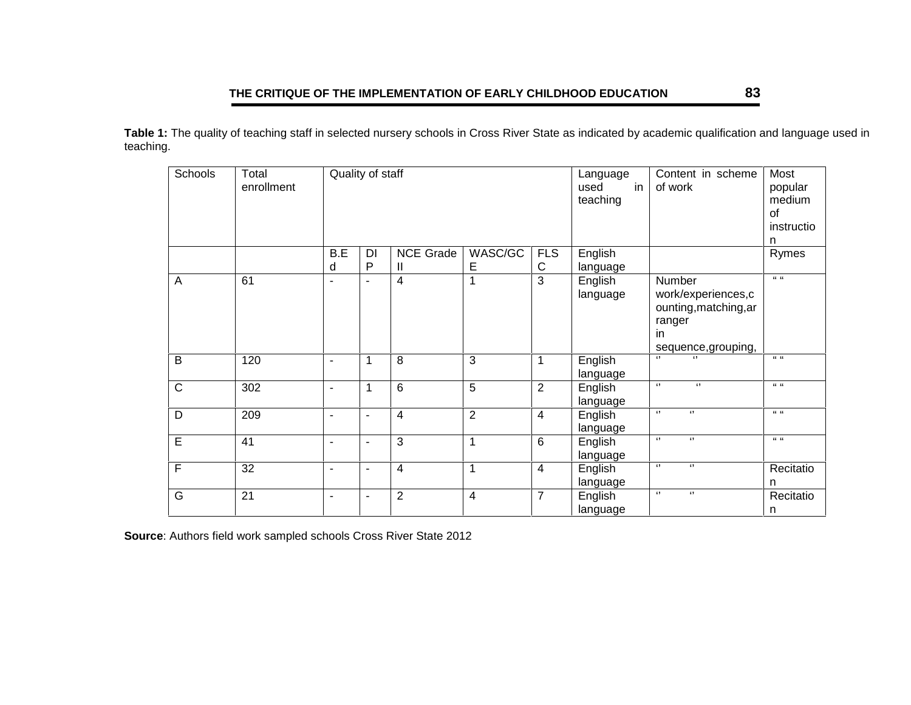**Table 1:** The quality of teaching staff in selected nursery schools in Cross River State as indicated by academic qualification and language used in teaching.

| Schools | Total enrollment | Quality of staff | | | | | Language used in teaching | Content in scheme of work | Most popular medium of instruction |
|---|---|---|---|---|---|---|---|---|---|
| | | B.Ed | DIP | NCE Grade II | WASC/GCE | FLSC | English language | | Rymes |
| A | 61 | - | - | 4 | 1 | 3 | English language | Number work/experiences,counting,matching,arranger in sequence,grouping, | " " |
| B | 120 | - | 1 | 8 | 3 | 1 | English language | '' '' | " " |
| C | 302 | - | 1 | 6 | 5 | 2 | English language | '' '' | " " |
| D | 209 | - | - | 4 | 2 | 4 | English language | '' '' | " " |
| E | 41 | - | - | 3 | 1 | 6 | English language | '' '' | " " |
| F | 32 | - | - | 4 | 1 | 4 | English language | '' '' | Recitation |
| G | 21 | - | - | 2 | 4 | 7 | English language | '' '' | Recitation |

**Source**: Authors field work sampled schools Cross River State 2012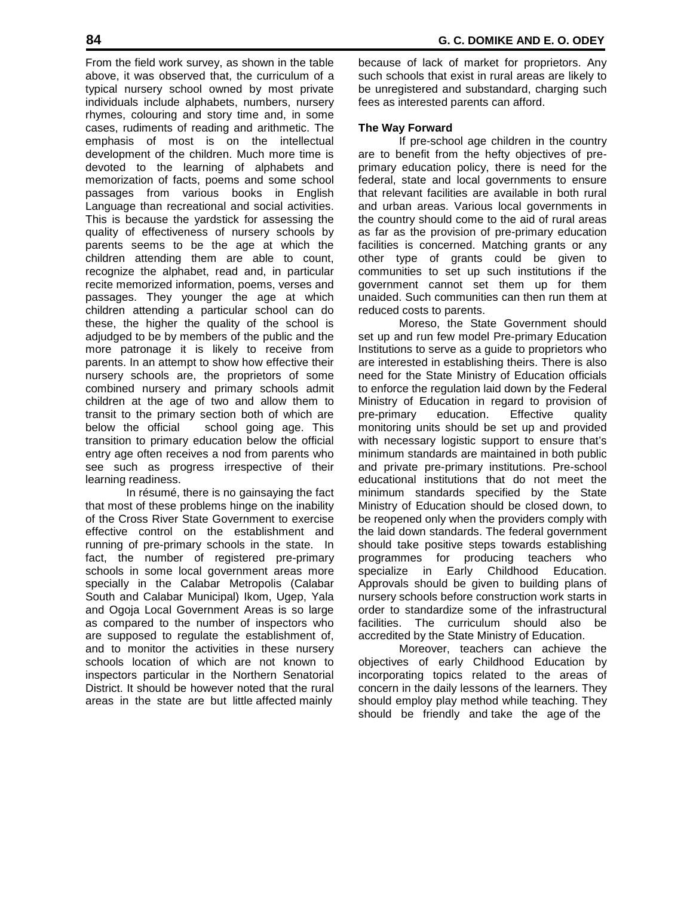From the field work survey, as shown in the table above, it was observed that, the curriculum of a typical nursery school owned by most private individuals include alphabets, numbers, nursery rhymes, colouring and story time and, in some cases, rudiments of reading and arithmetic. The emphasis of most is on the intellectual development of the children. Much more time is devoted to the learning of alphabets and memorization of facts, poems and some school passages from various books in English Language than recreational and social activities. This is because the yardstick for assessing the quality of effectiveness of nursery schools by parents seems to be the age at which the children attending them are able to count, recognize the alphabet, read and, in particular recite memorized information, poems, verses and passages. They younger the age at which children attending a particular school can do these, the higher the quality of the school is adjudged to be by members of the public and the more patronage it is likely to receive from parents. In an attempt to show how effective their nursery schools are, the proprietors of some combined nursery and primary schools admit children at the age of two and allow them to transit to the primary section both of which are below the official school going age. This transition to primary education below the official entry age often receives a nod from parents who see such as progress irrespective of their learning readiness.

In résumé, there is no gainsaying the fact that most of these problems hinge on the inability of the Cross River State Government to exercise effective control on the establishment and running of pre-primary schools in the state. In fact, the number of registered pre-primary schools in some local government areas more specially in the Calabar Metropolis (Calabar South and Calabar Municipal) Ikom, Ugep, Yala and Ogoja Local Government Areas is so large as compared to the number of inspectors who are supposed to regulate the establishment of, and to monitor the activities in these nursery schools location of which are not known to inspectors particular in the Northern Senatorial District. It should be however noted that the rural areas in the state are but little affected mainly because of lack of market for proprietors. Any such schools that exist in rural areas are likely to be unregistered and substandard, charging such fees as interested parents can afford.

**The Way Forward**

If pre-school age children in the country are to benefit from the hefty objectives of pre-primary education policy, there is need for the federal, state and local governments to ensure that relevant facilities are available in both rural and urban areas. Various local governments in the country should come to the aid of rural areas as far as the provision of pre-primary education facilities is concerned. Matching grants or any other type of grants could be given to communities to set up such institutions if the government cannot set them up for them unaided. Such communities can then run them at reduced costs to parents.

Moreso, the State Government should set up and run few model Pre-primary Education Institutions to serve as a guide to proprietors who are interested in establishing theirs. There is also need for the State Ministry of Education officials to enforce the regulation laid down by the Federal Ministry of Education in regard to provision of pre-primary education. Effective quality monitoring units should be set up and provided with necessary logistic support to ensure that's minimum standards are maintained in both public and private pre-primary institutions. Pre-school educational institutions that do not meet the minimum standards specified by the State Ministry of Education should be closed down, to be reopened only when the providers comply with the laid down standards. The federal government should take positive steps towards establishing programmes for producing teachers who specialize in Early Childhood Education. Approvals should be given to building plans of nursery schools before construction work starts in order to standardize some of the infrastructural facilities. The curriculum should also be accredited by the State Ministry of Education.

Moreover, teachers can achieve the objectives of early Childhood Education by incorporating topics related to the areas of concern in the daily lessons of the learners. They should employ play method while teaching. They should be friendly and take the age of the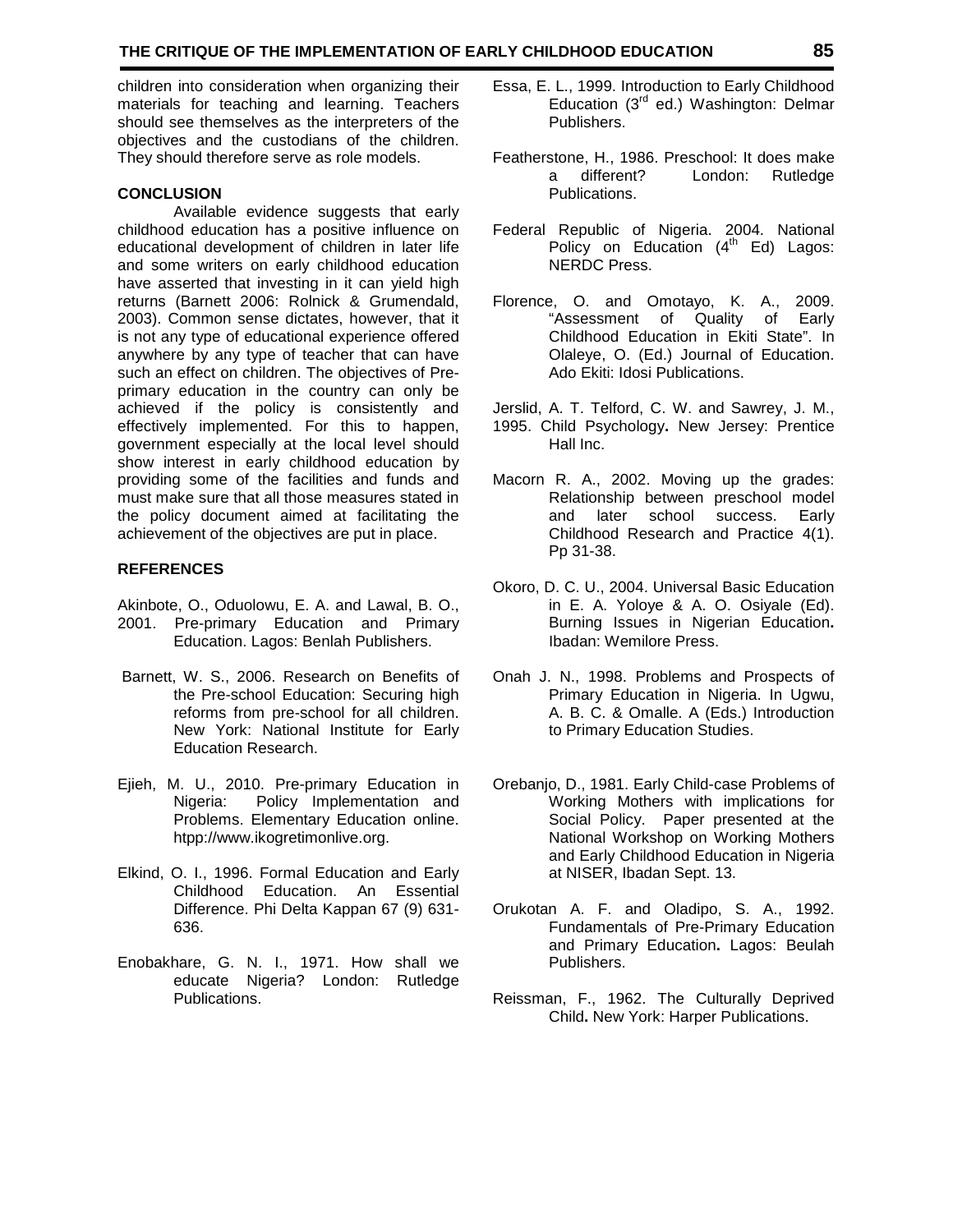children into consideration when organizing their materials for teaching and learning. Teachers should see themselves as the interpreters of the objectives and the custodians of the children. They should therefore serve as role models.

## CONCLUSION

Available evidence suggests that early childhood education has a positive influence on educational development of children in later life and some writers on early childhood education have asserted that investing in it can yield high returns (Barnett 2006: Rolnick & Grumendald, 2003). Common sense dictates, however, that it is not any type of educational experience offered anywhere by any type of teacher that can have such an effect on children. The objectives of Pre-primary education in the country can only be achieved if the policy is consistently and effectively implemented. For this to happen, government especially at the local level should show interest in early childhood education by providing some of the facilities and funds and must make sure that all those measures stated in the policy document aimed at facilitating the achievement of the objectives are put in place.

## REFERENCES

Akinbote, O., Oduolowu, E. A. and Lawal, B. O., 2001. Pre-primary Education and Primary Education. Lagos: Benlah Publishers.

Barnett, W. S., 2006. Research on Benefits of the Pre-school Education: Securing high reforms from pre-school for all children. New York: National Institute for Early Education Research.

Ejieh, M. U., 2010. Pre-primary Education in Nigeria: Policy Implementation and Problems. Elementary Education online. htpp://www.ikogretimonlive.org.

Elkind, O. I., 1996. Formal Education and Early Childhood Education. An Essential Difference. Phi Delta Kappan 67 (9) 631-636.

Enobakhare, G. N. I., 1971. How shall we educate Nigeria? London: Rutledge Publications.

Essa, E. L., 1999. Introduction to Early Childhood Education (3rd ed.) Washington: Delmar Publishers.

Featherstone, H., 1986. Preschool: It does make a different? London: Rutledge Publications.

Federal Republic of Nigeria. 2004. National Policy on Education (4th Ed) Lagos: NERDC Press.

Florence, O. and Omotayo, K. A., 2009. "Assessment of Quality of Early Childhood Education in Ekiti State". In Olaleye, O. (Ed.) Journal of Education. Ado Ekiti: Idosi Publications.

Jerslid, A. T. Telford, C. W. and Sawrey, J. M., 1995. Child Psychology**.** New Jersey: Prentice Hall Inc.

Macorn R. A., 2002. Moving up the grades: Relationship between preschool model and later school success. Early Childhood Research and Practice 4(1). Pp 31-38.

Okoro, D. C. U., 2004. Universal Basic Education in E. A. Yoloye & A. O. Osiyale (Ed). Burning Issues in Nigerian Education**.** Ibadan: Wemilore Press.

Onah J. N., 1998. Problems and Prospects of Primary Education in Nigeria. In Ugwu, A. B. C. & Omalle. A (Eds.) Introduction to Primary Education Studies.

Orebanjo, D., 1981. Early Child-case Problems of Working Mothers with implications for Social Policy. Paper presented at the National Workshop on Working Mothers and Early Childhood Education in Nigeria at NISER, Ibadan Sept. 13.

Orukotan A. F. and Oladipo, S. A., 1992. Fundamentals of Pre-Primary Education and Primary Education**.** Lagos: Beulah Publishers.

Reissman, F., 1962. The Culturally Deprived Child**.** New York: Harper Publications.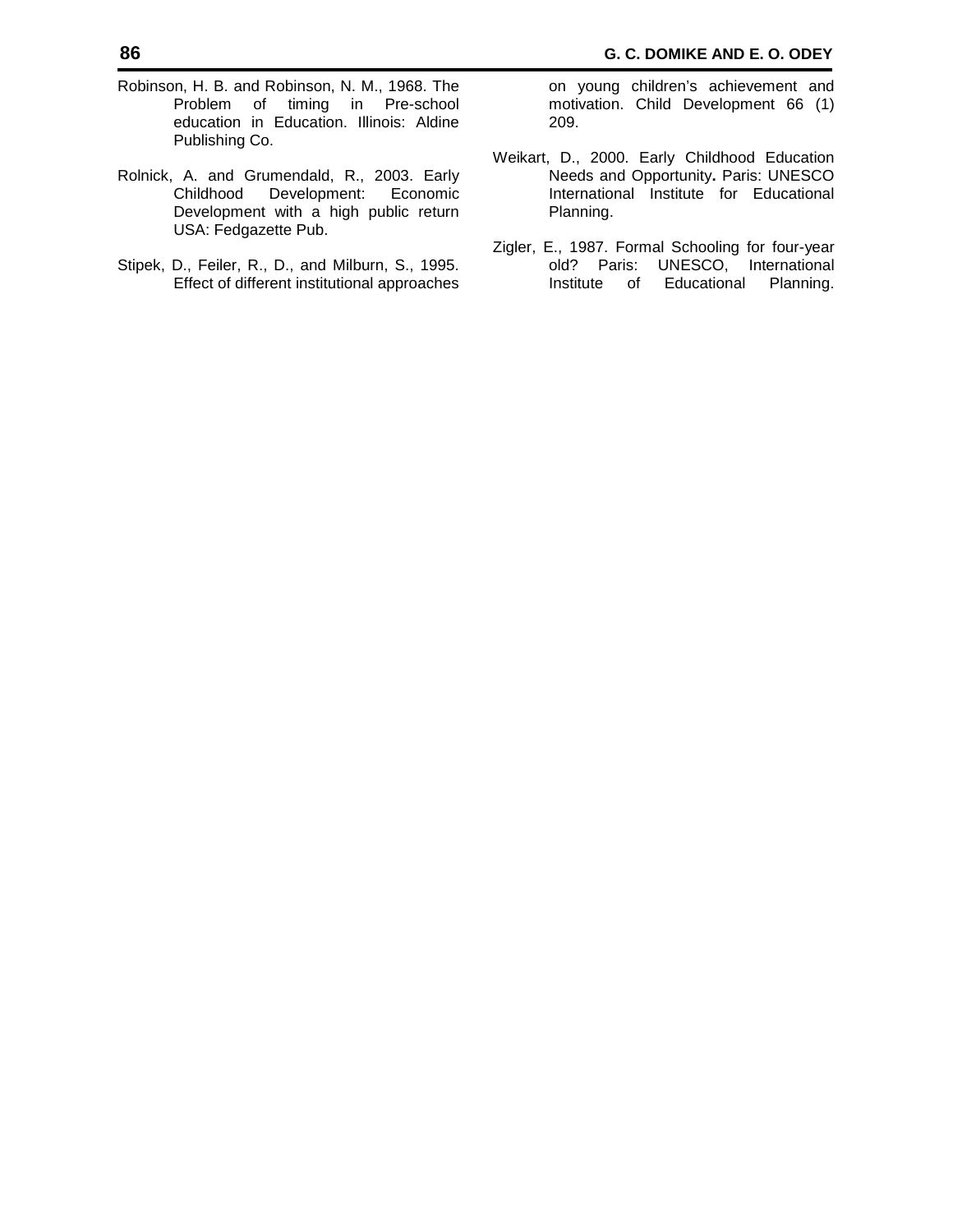Robinson, H. B. and Robinson, N. M., 1968. The Problem of timing in Pre-school education in Education. Illinois: Aldine Publishing Co.

Rolnick, A. and Grumendald, R., 2003. Early Childhood Development: Economic Development with a high public return USA: Fedgazette Pub.

Stipek, D., Feiler, R., D., and Milburn, S., 1995. Effect of different institutional approaches on young children's achievement and motivation. Child Development 66 (1) 209.

Weikart, D., 2000. Early Childhood Education Needs and Opportunity**.** Paris: UNESCO International Institute for Educational Planning.

Zigler, E., 1987. Formal Schooling for four-year old? Paris: UNESCO, International Institute of Educational Planning.